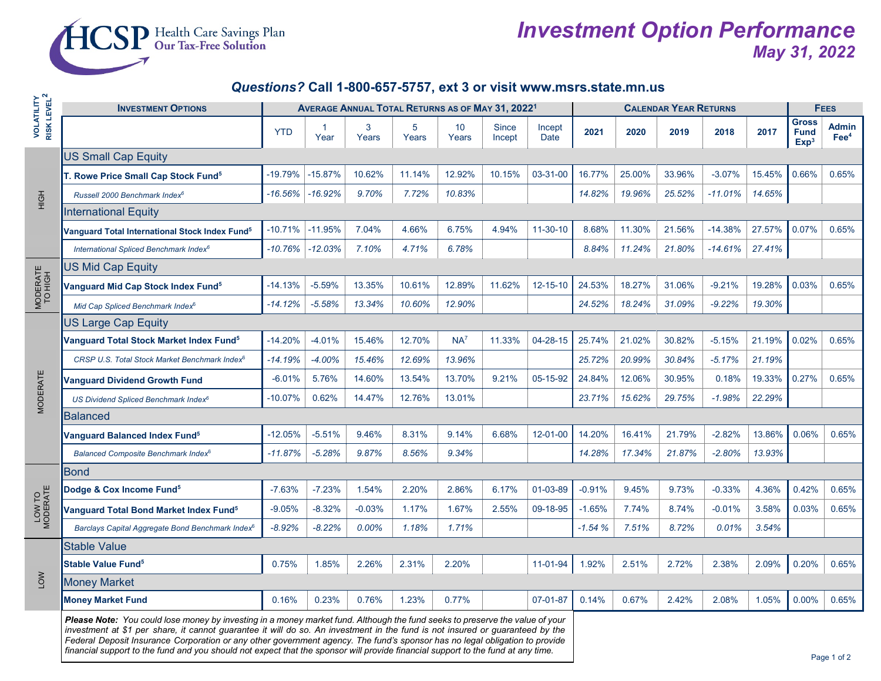HCSP Health Care Savings Plan
Our Tax-Free Solution

# *Investment Option Performance*
## *May 31, 2022*

### *Questions?* Call 1-800-657-5757, ext 3 or visit www.msrs.state.mn.us

| Volatility Risk Level[2] | Investment Options | Average Annual Total Returns as of May 31, 2022[1] | | | | | | | Calendar Year Returns | | | | | Fees | |
|---|---|---|---|---|---|---|---|---|---|---|---|---|---|---|---|
| | | YTD | 1 Year | 3 Years | 5 Years | 10 Years | Since Incept | Incept Date | 2021 | 2020 | 2019 | 2018 | 2017 | Gross Fund Exp[3] | Admin Fee[4] |
| HIGH | **US Small Cap Equity** | | | | | | | | | | | | | | |
| HIGH | **T. Rowe Price Small Cap Stock Fund[5]** | -19.79% | -15.87% | 10.62% | 11.14% | 12.92% | 10.15% | 03-31-00 | 16.77% | 25.00% | 33.96% | -3.07% | 15.45% | 0.66% | 0.65% |
| HIGH | *Russell 2000 Benchmark Index[6]* | *-16.56%* | *-16.92%* | *9.70%* | *7.72%* | *10.83%* | | | *14.82%* | *19.96%* | *25.52%* | *-11.01%* | *14.65%* | | |
| HIGH | **International Equity** | | | | | | | | | | | | | | |
| HIGH | **Vanguard Total International Stock Index Fund[5]** | -10.71% | -11.95% | 7.04% | 4.66% | 6.75% | 4.94% | 11-30-10 | 8.68% | 11.30% | 21.56% | -14.38% | 27.57% | 0.07% | 0.65% |
| HIGH | *International Spliced Benchmark Index[6]* | *-10.76%* | *-12.03%* | *7.10%* | *4.71%* | *6.78%* | | | *8.84%* | *11.24%* | *21.80%* | *-14.61%* | *27.41%* | | |
| MODERATE TO HIGH | **US Mid Cap Equity** | | | | | | | | | | | | | | |
| MODERATE TO HIGH | **Vanguard Mid Cap Stock Index Fund[5]** | -14.13% | -5.59% | 13.35% | 10.61% | 12.89% | 11.62% | 12-15-10 | 24.53% | 18.27% | 31.06% | -9.21% | 19.28% | 0.03% | 0.65% |
| MODERATE TO HIGH | *Mid Cap Spliced Benchmark Index[6]* | *-14.12%* | *-5.58%* | *13.34%* | *10.60%* | *12.90%* | | | *24.52%* | *18.24%* | *31.09%* | *-9.22%* | *19.30%* | | |
| MODERATE | **US Large Cap Equity** | | | | | | | | | | | | | | |
| MODERATE | **Vanguard Total Stock Market Index Fund[5]** | -14.20% | -4.01% | 15.46% | 12.70% | NA[7] | 11.33% | 04-28-15 | 25.74% | 21.02% | 30.82% | -5.15% | 21.19% | 0.02% | 0.65% |
| MODERATE | *CRSP U.S. Total Stock Market Benchmark Index[6]* | *-14.19%* | *-4.00%* | *15.46%* | *12.69%* | *13.96%* | | | *25.72%* | *20.99%* | *30.84%* | *-5.17%* | *21.19%* | | |
| MODERATE | **Vanguard Dividend Growth Fund** | -6.01% | 5.76% | 14.60% | 13.54% | 13.70% | 9.21% | 05-15-92 | 24.84% | 12.06% | 30.95% | 0.18% | 19.33% | 0.27% | 0.65% |
| MODERATE | *US Dividend Spliced Benchmark Index[6]* | -10.07% | 0.62% | 14.47% | 12.76% | 13.01% | | | *23.71%* | *15.62%* | *29.75%* | *-1.98%* | *22.29%* | | |
| MODERATE | **Balanced** | | | | | | | | | | | | | | |
| MODERATE | **Vanguard Balanced Index Fund[5]** | -12.05% | -5.51% | 9.46% | 8.31% | 9.14% | 6.68% | 12-01-00 | 14.20% | 16.41% | 21.79% | -2.82% | 13.86% | 0.06% | 0.65% |
| MODERATE | *Balanced Composite Benchmark Index[6]* | *-11.87%* | *-5.28%* | *9.87%* | *8.56%* | *9.34%* | | | *14.28%* | *17.34%* | *21.87%* | *-2.80%* | *13.93%* | | |
| LOW TO MODERATE | **Bond** | | | | | | | | | | | | | | |
| LOW TO MODERATE | **Dodge & Cox Income Fund[5]** | -7.63% | -7.23% | 1.54% | 2.20% | 2.86% | 6.17% | 01-03-89 | -0.91% | 9.45% | 9.73% | -0.33% | 4.36% | 0.42% | 0.65% |
| LOW TO MODERATE | **Vanguard Total Bond Market Index Fund[5]** | -9.05% | -8.32% | -0.03% | 1.17% | 1.67% | 2.55% | 09-18-95 | -1.65% | 7.74% | 8.74% | -0.01% | 3.58% | 0.03% | 0.65% |
| LOW TO MODERATE | *Barclays Capital Aggregate Bond Benchmark Index[6]* | *-8.92%* | *-8.22%* | *0.00%* | *1.18%* | *1.71%* | | | *-1.54 %* | *7.51%* | *8.72%* | *0.01%* | *3.54%* | | |
| LOW | **Stable Value** | | | | | | | | | | | | | | |
| LOW | **Stable Value Fund[5]** | 0.75% | 1.85% | 2.26% | 2.31% | 2.20% | | 11-01-94 | 1.92% | 2.51% | 2.72% | 2.38% | 2.09% | 0.20% | 0.65% |
| LOW | **Money Market** | | | | | | | | | | | | | | |
| LOW | **Money Market Fund** | 0.16% | 0.23% | 0.76% | 1.23% | 0.77% | | 07-01-87 | 0.14% | 0.67% | 2.42% | 2.08% | 1.05% | 0.00% | 0.65% |

***Please Note:*** *You could lose money by investing in a money market fund. Although the fund seeks to preserve the value of your investment at $1 per share, it cannot guarantee it will do so. An investment in the fund is not insured or guaranteed by the Federal Deposit Insurance Corporation or any other government agency. The fund's sponsor has no legal obligation to provide financial support to the fund and you should not expect that the sponsor will provide financial support to the fund at any time.*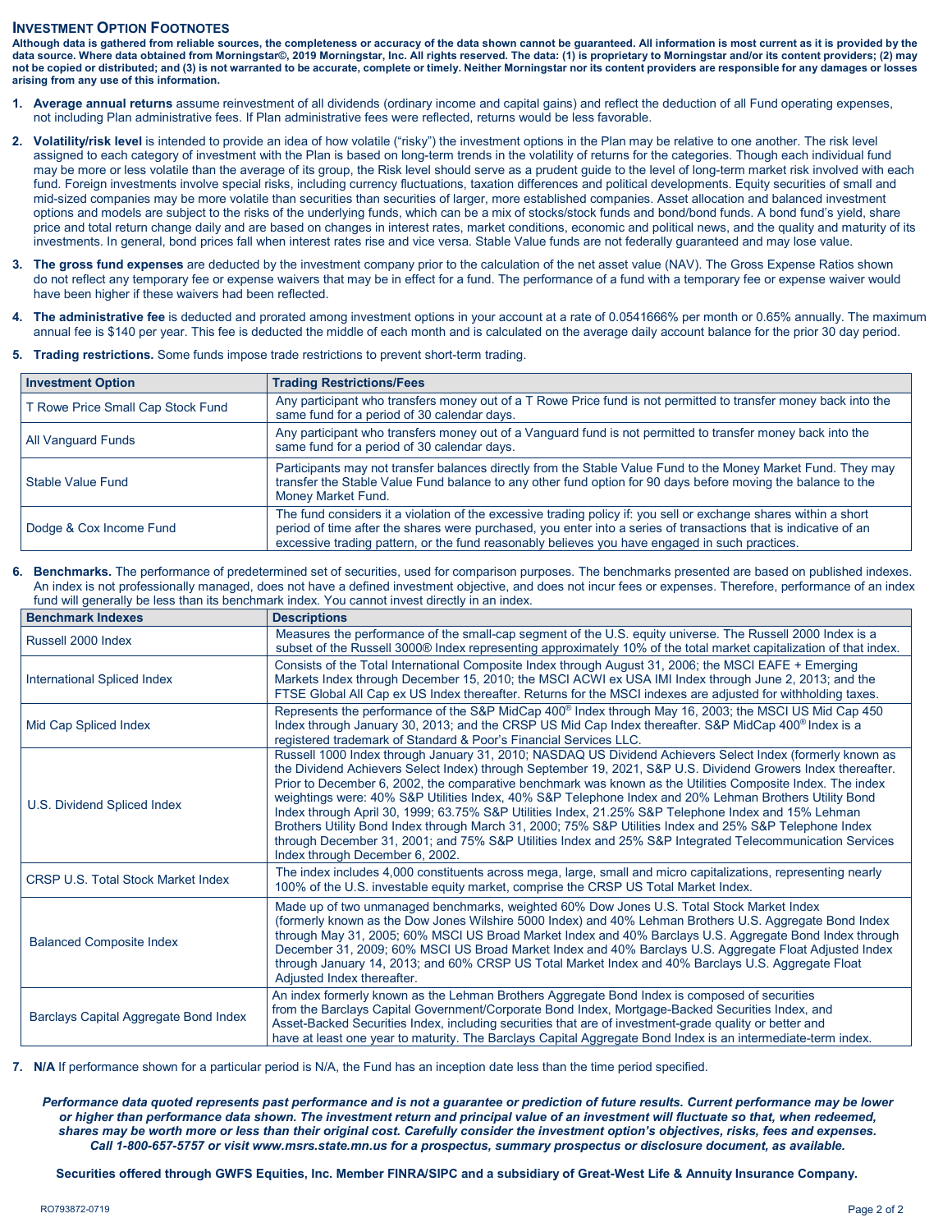# INVESTMENT OPTION FOOTNOTES

**Although data is gathered from reliable sources, the completeness or accuracy of the data shown cannot be guaranteed. All information is most current as it is provided by the data source. Where data obtained from Morningstar©, 2019 Morningstar, Inc. All rights reserved. The data: (1) is proprietary to Morningstar and/or its content providers; (2) may not be copied or distributed; and (3) is not warranted to be accurate, complete or timely. Neither Morningstar nor its content providers are responsible for any damages or losses arising from any use of this information.**

1. **Average annual returns** assume reinvestment of all dividends (ordinary income and capital gains) and reflect the deduction of all Fund operating expenses, not including Plan administrative fees. If Plan administrative fees were reflected, returns would be less favorable.

2. **Volatility/risk level** is intended to provide an idea of how volatile ("risky") the investment options in the Plan may be relative to one another. The risk level assigned to each category of investment with the Plan is based on long-term trends in the volatility of returns for the categories. Though each individual fund may be more or less volatile than the average of its group, the Risk level should serve as a prudent guide to the level of long-term market risk involved with each fund. Foreign investments involve special risks, including currency fluctuations, taxation differences and political developments. Equity securities of small and mid-sized companies may be more volatile than securities than securities of larger, more established companies. Asset allocation and balanced investment options and models are subject to the risks of the underlying funds, which can be a mix of stocks/stock funds and bond/bond funds. A bond fund's yield, share price and total return change daily and are based on changes in interest rates, market conditions, economic and political news, and the quality and maturity of its investments. In general, bond prices fall when interest rates rise and vice versa. Stable Value funds are not federally guaranteed and may lose value.

3. **The gross fund expenses** are deducted by the investment company prior to the calculation of the net asset value (NAV). The Gross Expense Ratios shown do not reflect any temporary fee or expense waivers that may be in effect for a fund. The performance of a fund with a temporary fee or expense waiver would have been higher if these waivers had been reflected.

4. **The administrative fee** is deducted and prorated among investment options in your account at a rate of 0.0541666% per month or 0.65% annually. The maximum annual fee is $140 per year. This fee is deducted the middle of each month and is calculated on the average daily account balance for the prior 30 day period.

5. **Trading restrictions.** Some funds impose trade restrictions to prevent short-term trading.

| Investment Option | Trading Restrictions/Fees |
|---|---|
| T Rowe Price Small Cap Stock Fund | Any participant who transfers money out of a T Rowe Price fund is not permitted to transfer money back into the same fund for a period of 30 calendar days. |
| All Vanguard Funds | Any participant who transfers money out of a Vanguard fund is not permitted to transfer money back into the same fund for a period of 30 calendar days. |
| Stable Value Fund | Participants may not transfer balances directly from the Stable Value Fund to the Money Market Fund. They may transfer the Stable Value Fund balance to any other fund option for 90 days before moving the balance to the Money Market Fund. |
| Dodge & Cox Income Fund | The fund considers it a violation of the excessive trading policy if: you sell or exchange shares within a short period of time after the shares were purchased, you enter into a series of transactions that is indicative of an excessive trading pattern, or the fund reasonably believes you have engaged in such practices. |

6. **Benchmarks.** The performance of predetermined set of securities, used for comparison purposes. The benchmarks presented are based on published indexes. An index is not professionally managed, does not have a defined investment objective, and does not incur fees or expenses. Therefore, performance of an index fund will generally be less than its benchmark index. You cannot invest directly in an index.

| Benchmark Indexes | Descriptions |
|---|---|
| Russell 2000 Index | Measures the performance of the small-cap segment of the U.S. equity universe. The Russell 2000 Index is a subset of the Russell 3000® Index representing approximately 10% of the total market capitalization of that index. |
| International Spliced Index | Consists of the Total International Composite Index through August 31, 2006; the MSCI EAFE + Emerging Markets Index through December 15, 2010; the MSCI ACWI ex USA IMI Index through June 2, 2013; and the FTSE Global All Cap ex US Index thereafter. Returns for the MSCI indexes are adjusted for withholding taxes. |
| Mid Cap Spliced Index | Represents the performance of the S&P MidCap 400® Index through May 16, 2003; the MSCI US Mid Cap 450 Index through January 30, 2013; and the CRSP US Mid Cap Index thereafter. S&P MidCap 400® Index is a registered trademark of Standard & Poor's Financial Services LLC. |
| U.S. Dividend Spliced Index | Russell 1000 Index through January 31, 2010; NASDAQ US Dividend Achievers Select Index (formerly known as the Dividend Achievers Select Index) through September 19, 2021, S&P U.S. Dividend Growers Index thereafter. Prior to December 6, 2002, the comparative benchmark was known as the Utilities Composite Index. The index weightings were: 40% S&P Utilities Index, 40% S&P Telephone Index and 20% Lehman Brothers Utility Bond Index through April 30, 1999; 63.75% S&P Utilities Index, 21.25% S&P Telephone Index and 15% Lehman Brothers Utility Bond Index through March 31, 2000; 75% S&P Utilities Index and 25% S&P Telephone Index through December 31, 2001; and 75% S&P Utilities Index and 25% S&P Integrated Telecommunication Services Index through December 6, 2002. |
| CRSP U.S. Total Stock Market Index | The index includes 4,000 constituents across mega, large, small and micro capitalizations, representing nearly 100% of the U.S. investable equity market, comprise the CRSP US Total Market Index. |
| Balanced Composite Index | Made up of two unmanaged benchmarks, weighted 60% Dow Jones U.S. Total Stock Market Index (formerly known as the Dow Jones Wilshire 5000 Index) and 40% Lehman Brothers U.S. Aggregate Bond Index through May 31, 2005; 60% MSCI US Broad Market Index and 40% Barclays U.S. Aggregate Bond Index through December 31, 2009; 60% MSCI US Broad Market Index and 40% Barclays U.S. Aggregate Float Adjusted Index through January 14, 2013; and 60% CRSP US Total Market Index and 40% Barclays U.S. Aggregate Float Adjusted Index thereafter. |
| Barclays Capital Aggregate Bond Index | An index formerly known as the Lehman Brothers Aggregate Bond Index is composed of securities from the Barclays Capital Government/Corporate Bond Index, Mortgage-Backed Securities Index, and Asset-Backed Securities Index, including securities that are of investment-grade quality or better and have at least one year to maturity. The Barclays Capital Aggregate Bond Index is an intermediate-term index. |

7. **N/A** If performance shown for a particular period is N/A, the Fund has an inception date less than the time period specified.

***Performance data quoted represents past performance and is not a guarantee or prediction of future results. Current performance may be lower or higher than performance data shown. The investment return and principal value of an investment will fluctuate so that, when redeemed, shares may be worth more or less than their original cost. Carefully consider the investment option's objectives, risks, fees and expenses. Call 1-800-657-5757 or visit www.msrs.state.mn.us for a prospectus, summary prospectus or disclosure document, as available.***

**Securities offered through GWFS Equities, Inc. Member FINRA/SIPC and a subsidiary of Great-West Life & Annuity Insurance Company.**

RO793872-0719